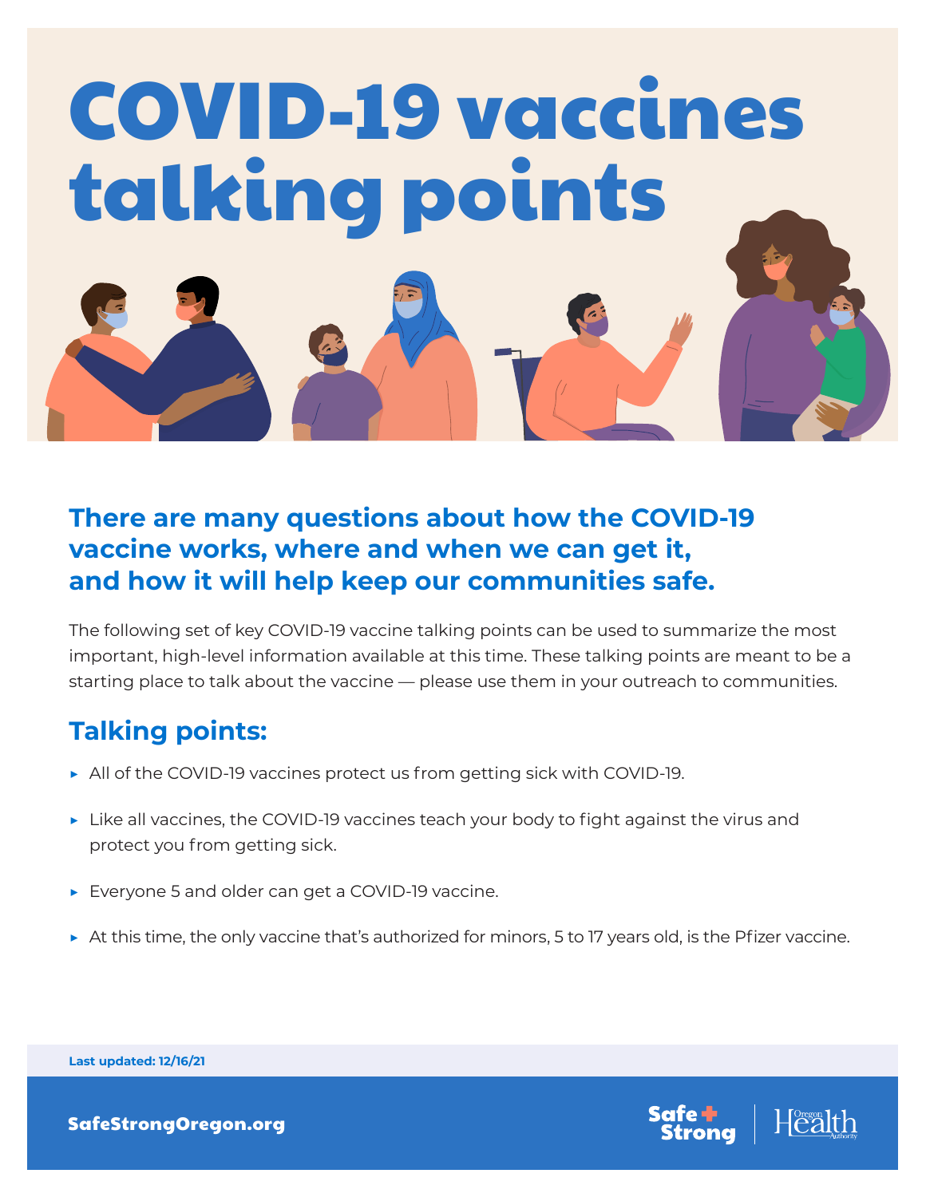# COVID-19 vaccines talking points

## There are many questions about how the COVID-19 vaccine works, where and when we can get it, and how it will help keep our communities safe.

The following set of key COVID-19 vaccine talking points can be used to summarize the most important, high-level information available at this time. These talking points are meant to be a starting place to talk about the vaccine — please use them in your outreach to communities.

## Talking points:

- All of the COVID-19 vaccines protect us from getting sick with COVID-19.
- Like all vaccines, the COVID-19 vaccines teach your body to fight against the virus and protect you from getting sick.
- Everyone 5 and older can get a COVID-19 vaccine.
- At this time, the only vaccine that's authorized for minors, 5 to 17 years old, is the Pfizer vaccine.

**Last updated: 12/16/21**

**SafeStrongOregon.org**

Safe + Strong | Oregon Health Authority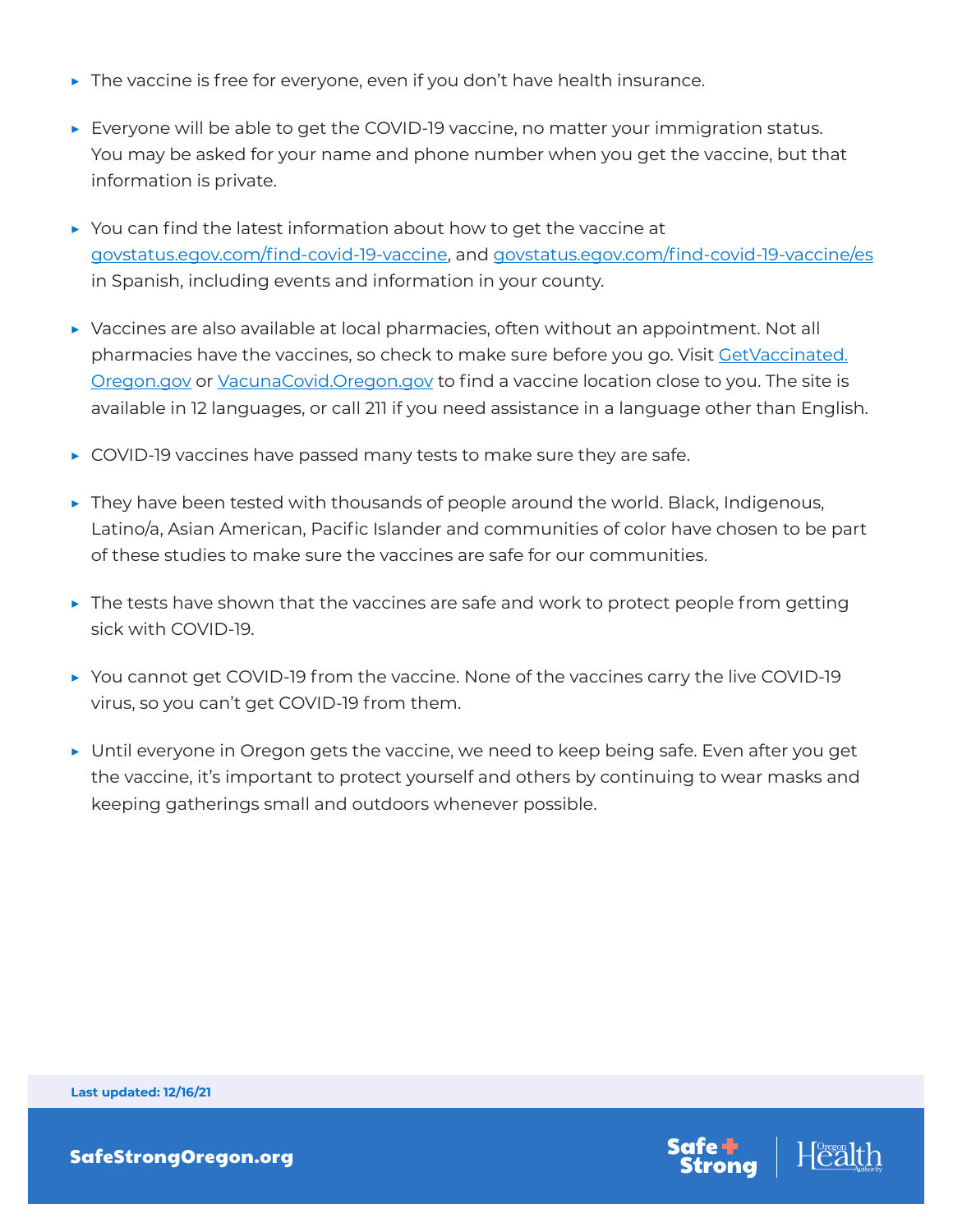- The vaccine is free for everyone, even if you don't have health insurance.
- Everyone will be able to get the COVID-19 vaccine, no matter your immigration status. You may be asked for your name and phone number when you get the vaccine, but that information is private.
- You can find the latest information about how to get the vaccine at govstatus.egov.com/find-covid-19-vaccine, and govstatus.egov.com/find-covid-19-vaccine/es in Spanish, including events and information in your county.
- Vaccines are also available at local pharmacies, often without an appointment. Not all pharmacies have the vaccines, so check to make sure before you go. Visit GetVaccinated.Oregon.gov or VacunaCovid.Oregon.gov to find a vaccine location close to you. The site is available in 12 languages, or call 211 if you need assistance in a language other than English.
- COVID-19 vaccines have passed many tests to make sure they are safe.
- They have been tested with thousands of people around the world. Black, Indigenous, Latino/a, Asian American, Pacific Islander and communities of color have chosen to be part of these studies to make sure the vaccines are safe for our communities.
- The tests have shown that the vaccines are safe and work to protect people from getting sick with COVID-19.
- You cannot get COVID-19 from the vaccine. None of the vaccines carry the live COVID-19 virus, so you can't get COVID-19 from them.
- Until everyone in Oregon gets the vaccine, we need to keep being safe. Even after you get the vaccine, it's important to protect yourself and others by continuing to wear masks and keeping gatherings small and outdoors whenever possible.

**Last updated: 12/16/21**

**SafeStrongOregon.org**